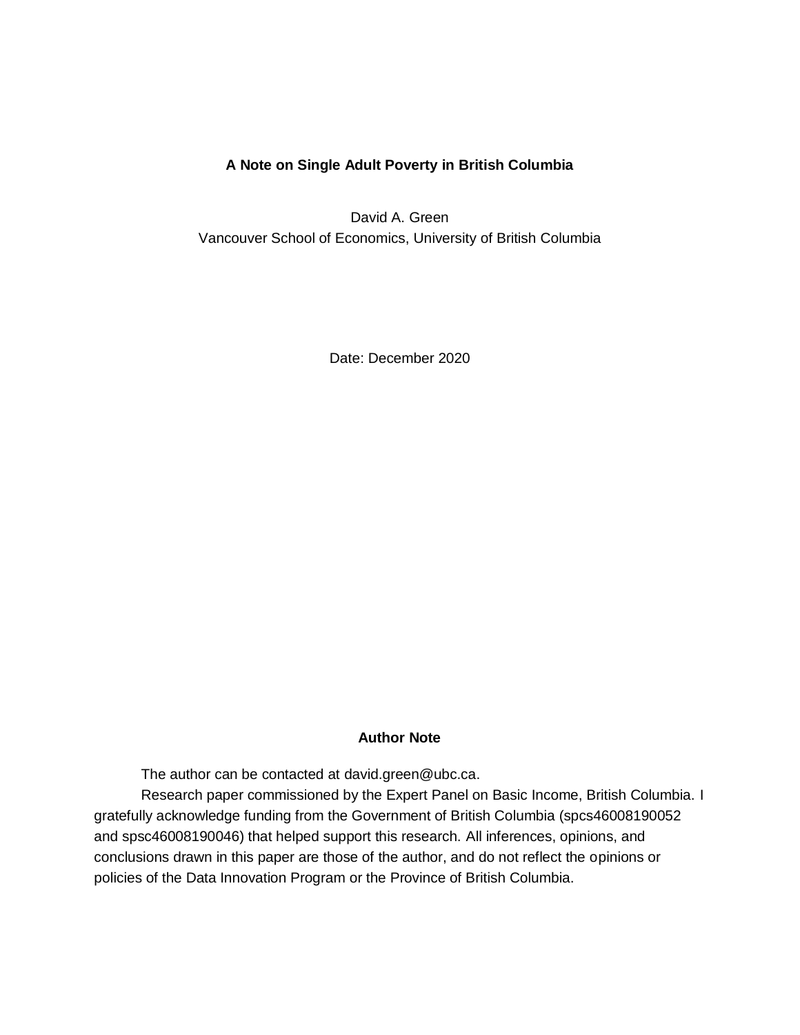# A Note on Single Adult Poverty in British Columbia

David A. Green

Vancouver School of Economics, University of British Columbia

Date: December 2020

## Author Note

The author can be contacted at david.green@ubc.ca.

Research paper commissioned by the Expert Panel on Basic Income, British Columbia. I gratefully acknowledge funding from the Government of British Columbia (spcs46008190052 and spsc46008190046) that helped support this research. All inferences, opinions, and conclusions drawn in this paper are those of the author, and do not reflect the opinions or policies of the Data Innovation Program or the Province of British Columbia.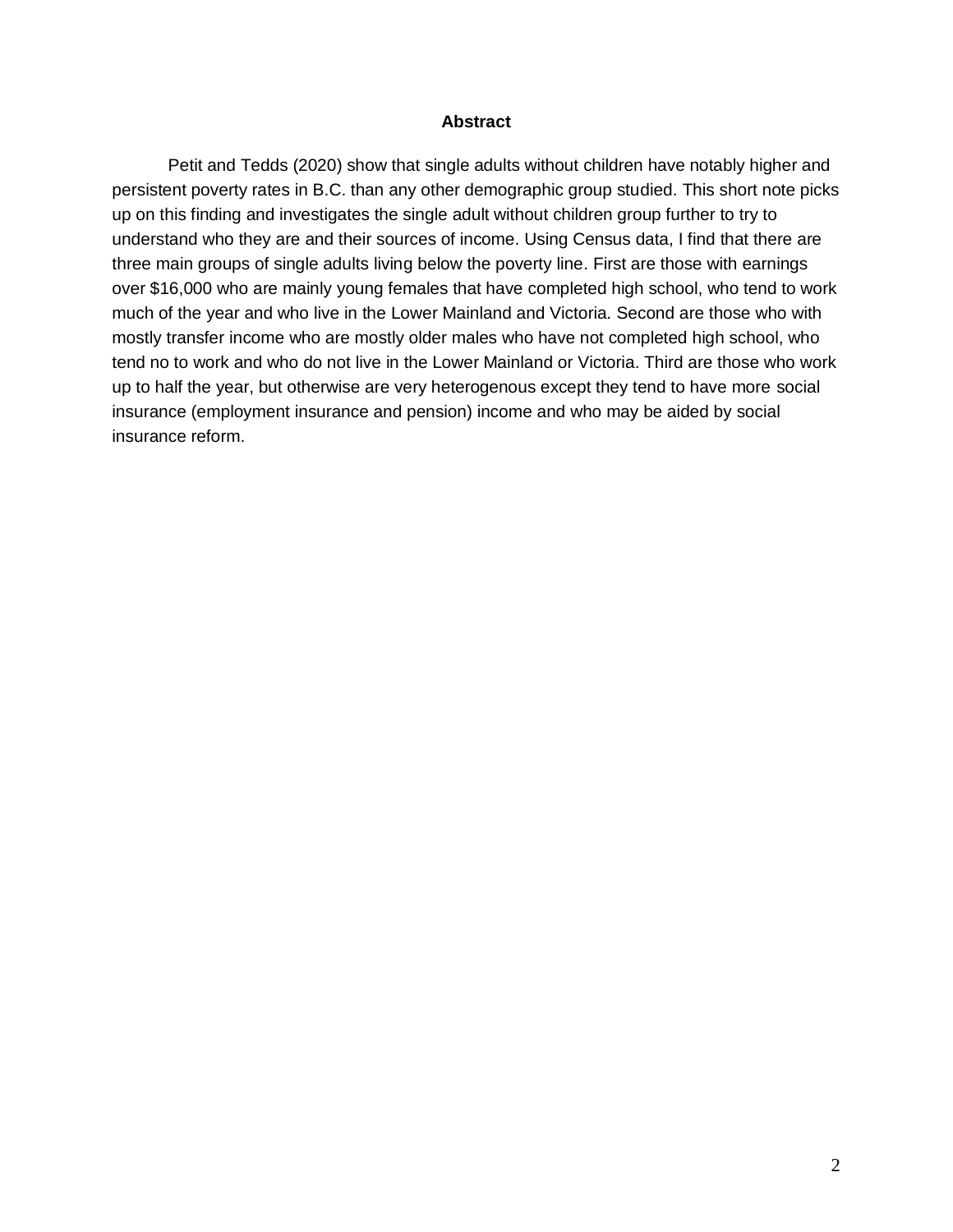## Abstract

Petit and Tedds (2020) show that single adults without children have notably higher and persistent poverty rates in B.C. than any other demographic group studied. This short note picks up on this finding and investigates the single adult without children group further to try to understand who they are and their sources of income. Using Census data, I find that there are three main groups of single adults living below the poverty line. First are those with earnings over $16,000 who are mainly young females that have completed high school, who tend to work much of the year and who live in the Lower Mainland and Victoria. Second are those who with mostly transfer income who are mostly older males who have not completed high school, who tend no to work and who do not live in the Lower Mainland or Victoria. Third are those who work up to half the year, but otherwise are very heterogenous except they tend to have more social insurance (employment insurance and pension) income and who may be aided by social insurance reform.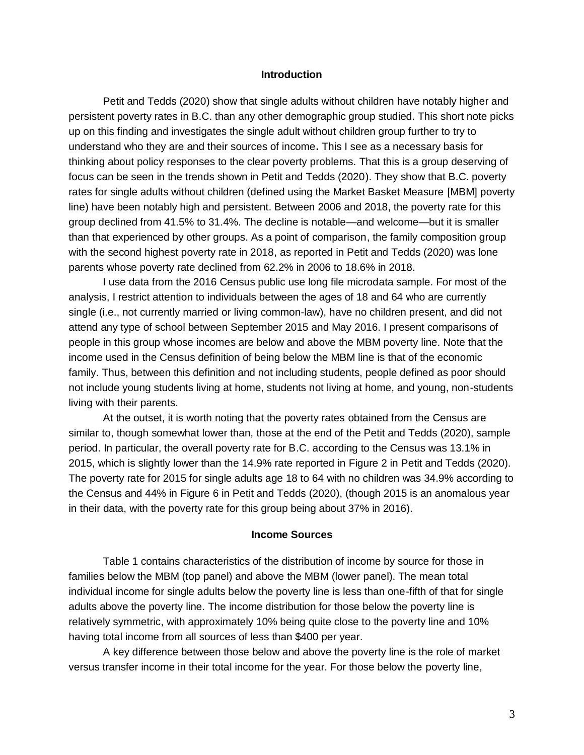## Introduction

Petit and Tedds (2020) show that single adults without children have notably higher and persistent poverty rates in B.C. than any other demographic group studied. This short note picks up on this finding and investigates the single adult without children group further to try to understand who they are and their sources of income**.** This I see as a necessary basis for thinking about policy responses to the clear poverty problems. That this is a group deserving of focus can be seen in the trends shown in Petit and Tedds (2020). They show that B.C. poverty rates for single adults without children (defined using the Market Basket Measure [MBM] poverty line) have been notably high and persistent. Between 2006 and 2018, the poverty rate for this group declined from 41.5% to 31.4%. The decline is notable—and welcome—but it is smaller than that experienced by other groups. As a point of comparison, the family composition group with the second highest poverty rate in 2018, as reported in Petit and Tedds (2020) was lone parents whose poverty rate declined from 62.2% in 2006 to 18.6% in 2018.

I use data from the 2016 Census public use long file microdata sample. For most of the analysis, I restrict attention to individuals between the ages of 18 and 64 who are currently single (i.e., not currently married or living common-law), have no children present, and did not attend any type of school between September 2015 and May 2016. I present comparisons of people in this group whose incomes are below and above the MBM poverty line. Note that the income used in the Census definition of being below the MBM line is that of the economic family. Thus, between this definition and not including students, people defined as poor should not include young students living at home, students not living at home, and young, non-students living with their parents.

At the outset, it is worth noting that the poverty rates obtained from the Census are similar to, though somewhat lower than, those at the end of the Petit and Tedds (2020), sample period. In particular, the overall poverty rate for B.C. according to the Census was 13.1% in 2015, which is slightly lower than the 14.9% rate reported in Figure 2 in Petit and Tedds (2020). The poverty rate for 2015 for single adults age 18 to 64 with no children was 34.9% according to the Census and 44% in Figure 6 in Petit and Tedds (2020), (though 2015 is an anomalous year in their data, with the poverty rate for this group being about 37% in 2016).

## Income Sources

Table 1 contains characteristics of the distribution of income by source for those in families below the MBM (top panel) and above the MBM (lower panel). The mean total individual income for single adults below the poverty line is less than one-fifth of that for single adults above the poverty line. The income distribution for those below the poverty line is relatively symmetric, with approximately 10% being quite close to the poverty line and 10% having total income from all sources of less than $400 per year.

A key difference between those below and above the poverty line is the role of market versus transfer income in their total income for the year. For those below the poverty line,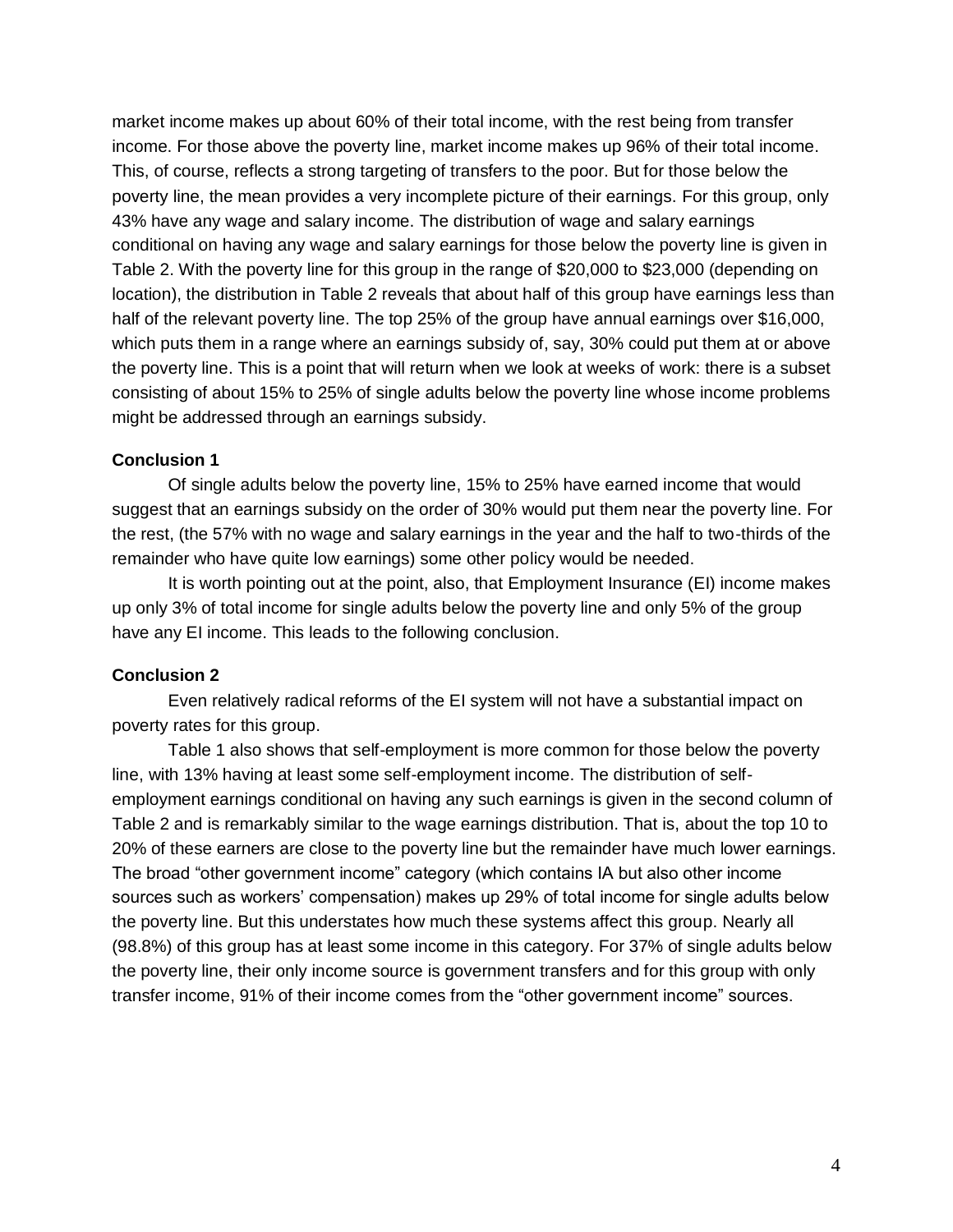market income makes up about 60% of their total income, with the rest being from transfer income. For those above the poverty line, market income makes up 96% of their total income. This, of course, reflects a strong targeting of transfers to the poor. But for those below the poverty line, the mean provides a very incomplete picture of their earnings. For this group, only 43% have any wage and salary income. The distribution of wage and salary earnings conditional on having any wage and salary earnings for those below the poverty line is given in Table 2. With the poverty line for this group in the range of $20,000 to $23,000 (depending on location), the distribution in Table 2 reveals that about half of this group have earnings less than half of the relevant poverty line. The top 25% of the group have annual earnings over $16,000, which puts them in a range where an earnings subsidy of, say, 30% could put them at or above the poverty line. This is a point that will return when we look at weeks of work: there is a subset consisting of about 15% to 25% of single adults below the poverty line whose income problems might be addressed through an earnings subsidy.

**Conclusion 1**

Of single adults below the poverty line, 15% to 25% have earned income that would suggest that an earnings subsidy on the order of 30% would put them near the poverty line. For the rest, (the 57% with no wage and salary earnings in the year and the half to two-thirds of the remainder who have quite low earnings) some other policy would be needed.

It is worth pointing out at the point, also, that Employment Insurance (EI) income makes up only 3% of total income for single adults below the poverty line and only 5% of the group have any EI income. This leads to the following conclusion.

**Conclusion 2**

Even relatively radical reforms of the EI system will not have a substantial impact on poverty rates for this group.

Table 1 also shows that self-employment is more common for those below the poverty line, with 13% having at least some self-employment income. The distribution of self-employment earnings conditional on having any such earnings is given in the second column of Table 2 and is remarkably similar to the wage earnings distribution. That is, about the top 10 to 20% of these earners are close to the poverty line but the remainder have much lower earnings. The broad "other government income" category (which contains IA but also other income sources such as workers' compensation) makes up 29% of total income for single adults below the poverty line. But this understates how much these systems affect this group. Nearly all (98.8%) of this group has at least some income in this category. For 37% of single adults below the poverty line, their only income source is government transfers and for this group with only transfer income, 91% of their income comes from the "other government income" sources.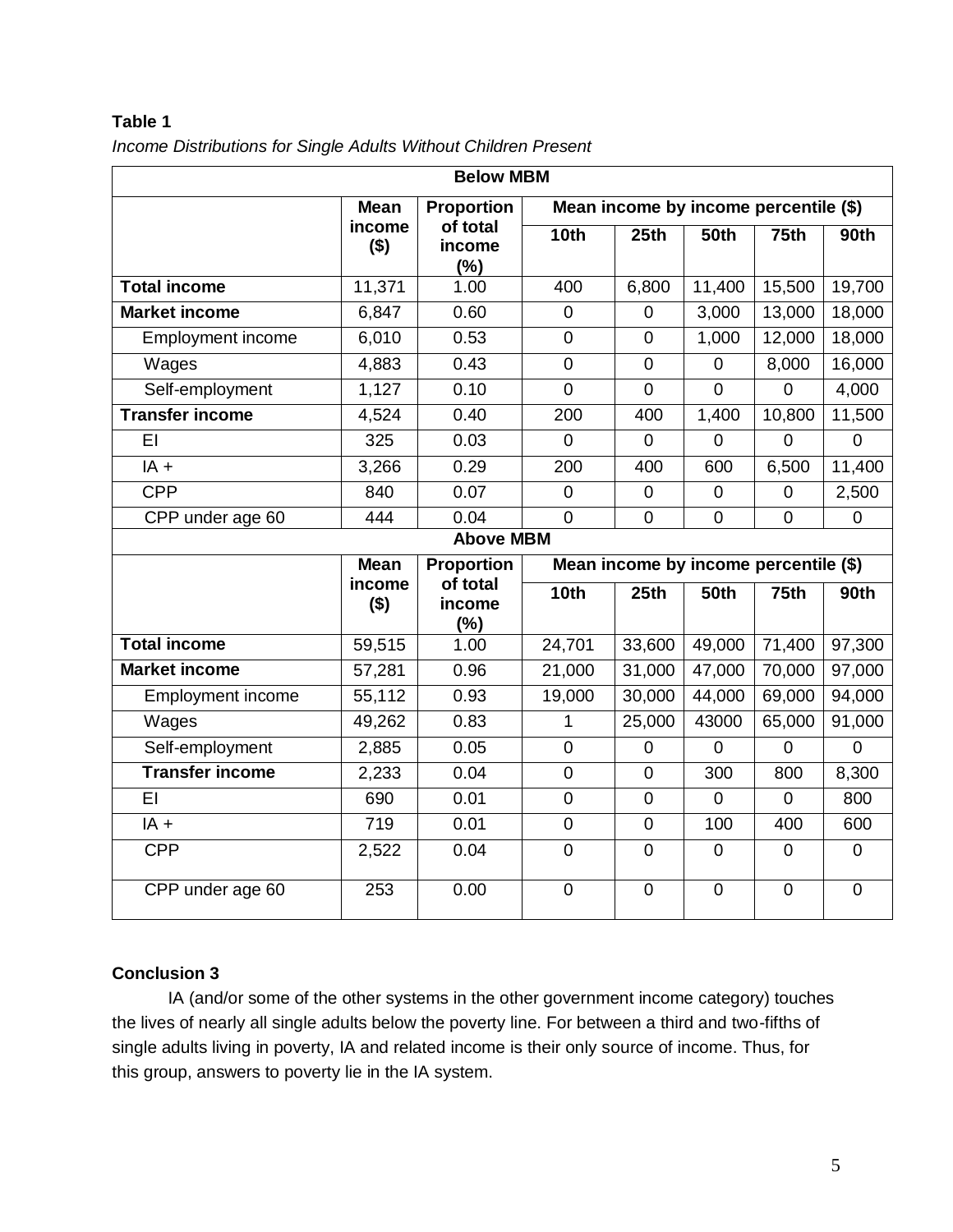**Table 1**

*Income Distributions for Single Adults Without Children Present*

| Below MBM | | | | | | | |
|---|---|---|---|---|---|---|---|
| | Mean income ($) | Proportion of total income (%) | Mean income by income percentile ($) | | | | |
| | | | 10th | 25th | 50th | 75th | 90th |
| **Total income** | 11,371 | 1.00 | 400 | 6,800 | 11,400 | 15,500 | 19,700 |
| **Market income** | 6,847 | 0.60 | 0 | 0 | 3,000 | 13,000 | 18,000 |
| Employment income | 6,010 | 0.53 | 0 | 0 | 1,000 | 12,000 | 18,000 |
| Wages | 4,883 | 0.43 | 0 | 0 | 0 | 8,000 | 16,000 |
| Self-employment | 1,127 | 0.10 | 0 | 0 | 0 | 0 | 4,000 |
| **Transfer income** | 4,524 | 0.40 | 200 | 400 | 1,400 | 10,800 | 11,500 |
| EI | 325 | 0.03 | 0 | 0 | 0 | 0 | 0 |
| IA + | 3,266 | 0.29 | 200 | 400 | 600 | 6,500 | 11,400 |
| CPP | 840 | 0.07 | 0 | 0 | 0 | 0 | 2,500 |
| CPP under age 60 | 444 | 0.04 | 0 | 0 | 0 | 0 | 0 |
| **Above MBM** | | | | | | | |
| | Mean income ($) | Proportion of total income (%) | Mean income by income percentile ($) | | | | |
| | | | 10th | 25th | 50th | 75th | 90th |
| **Total income** | 59,515 | 1.00 | 24,701 | 33,600 | 49,000 | 71,400 | 97,300 |
| **Market income** | 57,281 | 0.96 | 21,000 | 31,000 | 47,000 | 70,000 | 97,000 |
| Employment income | 55,112 | 0.93 | 19,000 | 30,000 | 44,000 | 69,000 | 94,000 |
| Wages | 49,262 | 0.83 | 1 | 25,000 | 43000 | 65,000 | 91,000 |
| Self-employment | 2,885 | 0.05 | 0 | 0 | 0 | 0 | 0 |
| **Transfer income** | 2,233 | 0.04 | 0 | 0 | 300 | 800 | 8,300 |
| EI | 690 | 0.01 | 0 | 0 | 0 | 0 | 800 |
| IA + | 719 | 0.01 | 0 | 0 | 100 | 400 | 600 |
| CPP | 2,522 | 0.04 | 0 | 0 | 0 | 0 | 0 |
| CPP under age 60 | 253 | 0.00 | 0 | 0 | 0 | 0 | 0 |

**Conclusion 3**

IA (and/or some of the other systems in the other government income category) touches the lives of nearly all single adults below the poverty line. For between a third and two-fifths of single adults living in poverty, IA and related income is their only source of income. Thus, for this group, answers to poverty lie in the IA system.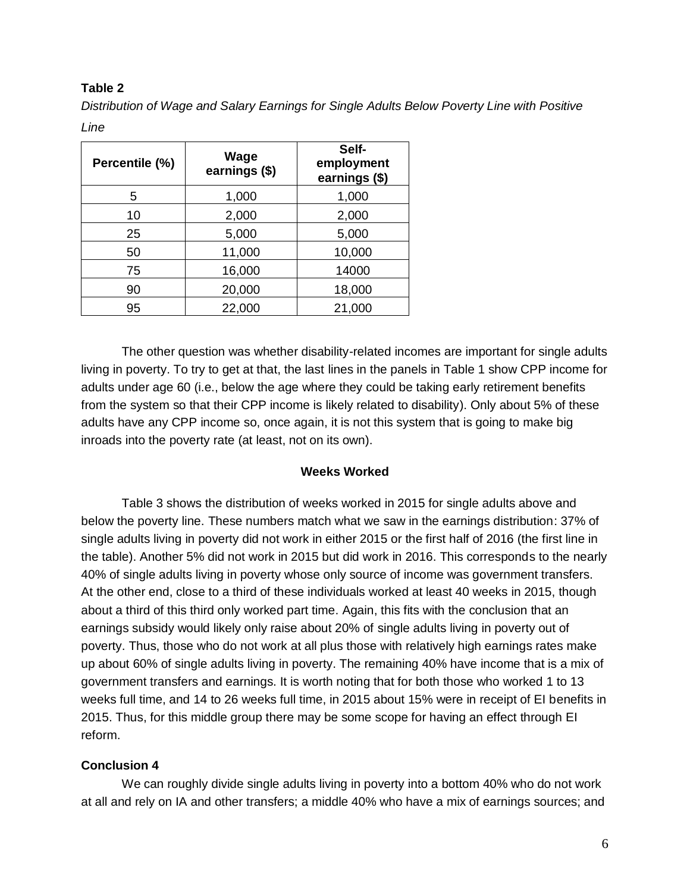**Table 2**

*Distribution of Wage and Salary Earnings for Single Adults Below Poverty Line with Positive Line*

| Percentile (%) | Wage earnings ($) | Self-employment earnings ($) |
|---|---|---|
| 5 | 1,000 | 1,000 |
| 10 | 2,000 | 2,000 |
| 25 | 5,000 | 5,000 |
| 50 | 11,000 | 10,000 |
| 75 | 16,000 | 14000 |
| 90 | 20,000 | 18,000 |
| 95 | 22,000 | 21,000 |

The other question was whether disability-related incomes are important for single adults living in poverty. To try to get at that, the last lines in the panels in Table 1 show CPP income for adults under age 60 (i.e., below the age where they could be taking early retirement benefits from the system so that their CPP income is likely related to disability). Only about 5% of these adults have any CPP income so, once again, it is not this system that is going to make big inroads into the poverty rate (at least, not on its own).

### Weeks Worked

Table 3 shows the distribution of weeks worked in 2015 for single adults above and below the poverty line. These numbers match what we saw in the earnings distribution: 37% of single adults living in poverty did not work in either 2015 or the first half of 2016 (the first line in the table). Another 5% did not work in 2015 but did work in 2016. This corresponds to the nearly 40% of single adults living in poverty whose only source of income was government transfers. At the other end, close to a third of these individuals worked at least 40 weeks in 2015, though about a third of this third only worked part time. Again, this fits with the conclusion that an earnings subsidy would likely only raise about 20% of single adults living in poverty out of poverty. Thus, those who do not work at all plus those with relatively high earnings rates make up about 60% of single adults living in poverty. The remaining 40% have income that is a mix of government transfers and earnings. It is worth noting that for both those who worked 1 to 13 weeks full time, and 14 to 26 weeks full time, in 2015 about 15% were in receipt of EI benefits in 2015. Thus, for this middle group there may be some scope for having an effect through EI reform.

### Conclusion 4

We can roughly divide single adults living in poverty into a bottom 40% who do not work at all and rely on IA and other transfers; a middle 40% who have a mix of earnings sources; and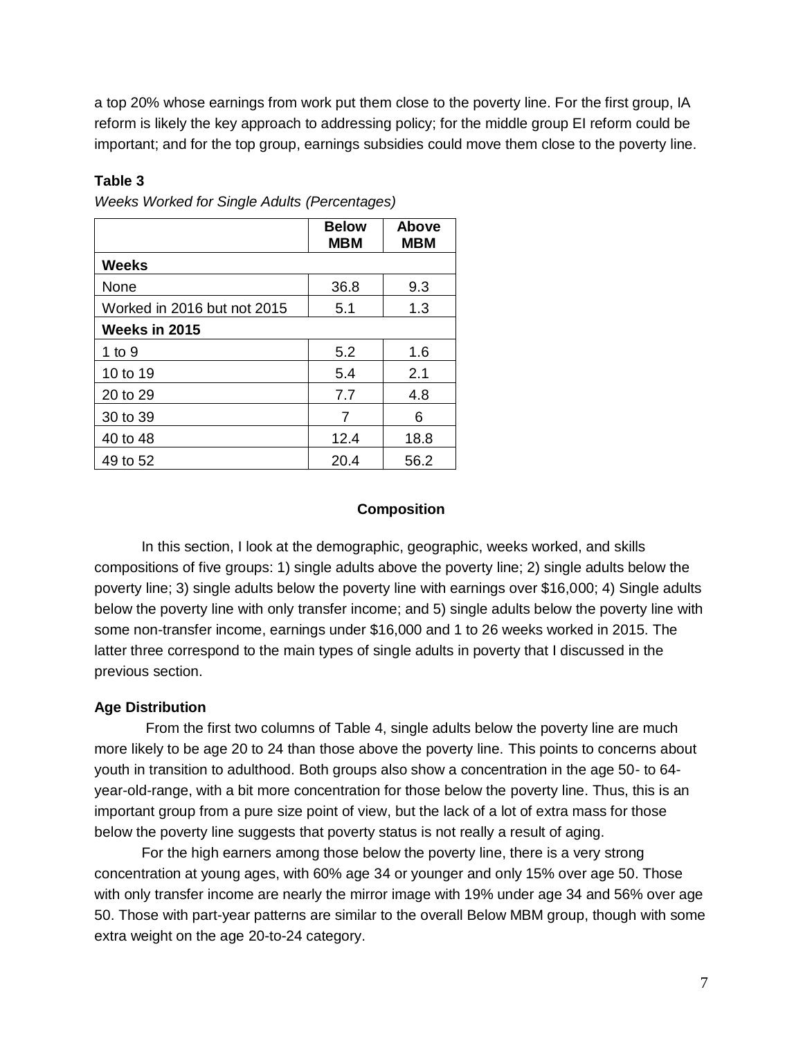a top 20% whose earnings from work put them close to the poverty line. For the first group, IA reform is likely the key approach to addressing policy; for the middle group EI reform could be important; and for the top group, earnings subsidies could move them close to the poverty line.

**Table 3**

*Weeks Worked for Single Adults (Percentages)*

| | Below MBM | Above MBM |
|---|---|---|
| **Weeks** | | |
| None | 36.8 | 9.3 |
| Worked in 2016 but not 2015 | 5.1 | 1.3 |
| **Weeks in 2015** | | |
| 1 to 9 | 5.2 | 1.6 |
| 10 to 19 | 5.4 | 2.1 |
| 20 to 29 | 7.7 | 4.8 |
| 30 to 39 | 7 | 6 |
| 40 to 48 | 12.4 | 18.8 |
| 49 to 52 | 20.4 | 56.2 |

## Composition

In this section, I look at the demographic, geographic, weeks worked, and skills compositions of five groups: 1) single adults above the poverty line; 2) single adults below the poverty line; 3) single adults below the poverty line with earnings over $16,000; 4) Single adults below the poverty line with only transfer income; and 5) single adults below the poverty line with some non-transfer income, earnings under $16,000 and 1 to 26 weeks worked in 2015. The latter three correspond to the main types of single adults in poverty that I discussed in the previous section.

### Age Distribution

From the first two columns of Table 4, single adults below the poverty line are much more likely to be age 20 to 24 than those above the poverty line. This points to concerns about youth in transition to adulthood. Both groups also show a concentration in the age 50- to 64-year-old-range, with a bit more concentration for those below the poverty line. Thus, this is an important group from a pure size point of view, but the lack of a lot of extra mass for those below the poverty line suggests that poverty status is not really a result of aging.

For the high earners among those below the poverty line, there is a very strong concentration at young ages, with 60% age 34 or younger and only 15% over age 50. Those with only transfer income are nearly the mirror image with 19% under age 34 and 56% over age 50. Those with part-year patterns are similar to the overall Below MBM group, though with some extra weight on the age 20-to-24 category.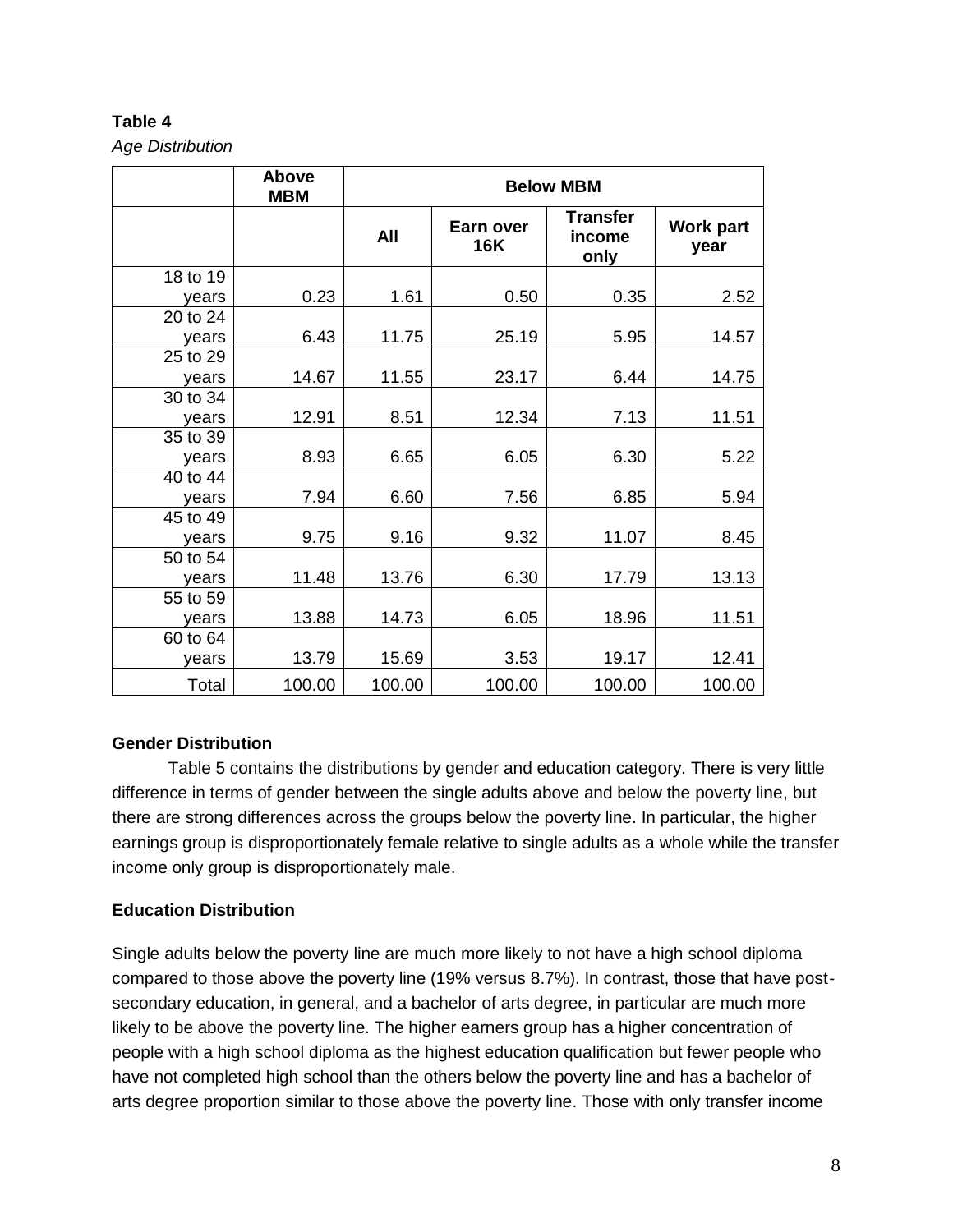**Table 4**

*Age Distribution*

| | Above MBM | Below MBM | | | |
|---|---|---|---|---|---|
| | | All | Earn over 16K | Transfer income only | Work part year |
| 18 to 19 years | 0.23 | 1.61 | 0.50 | 0.35 | 2.52 |
| 20 to 24 years | 6.43 | 11.75 | 25.19 | 5.95 | 14.57 |
| 25 to 29 years | 14.67 | 11.55 | 23.17 | 6.44 | 14.75 |
| 30 to 34 years | 12.91 | 8.51 | 12.34 | 7.13 | 11.51 |
| 35 to 39 years | 8.93 | 6.65 | 6.05 | 6.30 | 5.22 |
| 40 to 44 years | 7.94 | 6.60 | 7.56 | 6.85 | 5.94 |
| 45 to 49 years | 9.75 | 9.16 | 9.32 | 11.07 | 8.45 |
| 50 to 54 years | 11.48 | 13.76 | 6.30 | 17.79 | 13.13 |
| 55 to 59 years | 13.88 | 14.73 | 6.05 | 18.96 | 11.51 |
| 60 to 64 years | 13.79 | 15.69 | 3.53 | 19.17 | 12.41 |
| Total | 100.00 | 100.00 | 100.00 | 100.00 | 100.00 |

### Gender Distribution

Table 5 contains the distributions by gender and education category. There is very little difference in terms of gender between the single adults above and below the poverty line, but there are strong differences across the groups below the poverty line. In particular, the higher earnings group is disproportionately female relative to single adults as a whole while the transfer income only group is disproportionately male.

### Education Distribution

Single adults below the poverty line are much more likely to not have a high school diploma compared to those above the poverty line (19% versus 8.7%). In contrast, those that have post-secondary education, in general, and a bachelor of arts degree, in particular are much more likely to be above the poverty line. The higher earners group has a higher concentration of people with a high school diploma as the highest education qualification but fewer people who have not completed high school than the others below the poverty line and has a bachelor of arts degree proportion similar to those above the poverty line. Those with only transfer income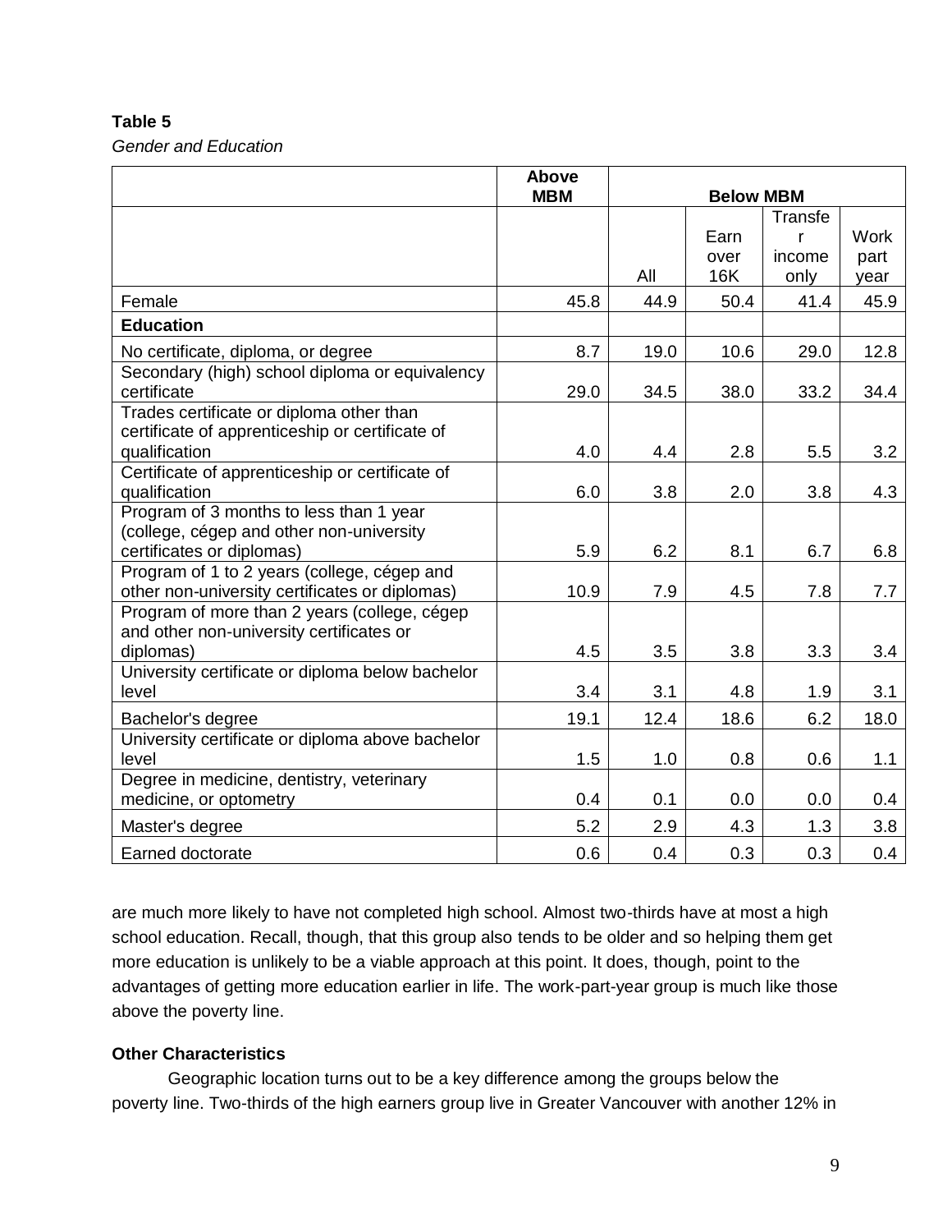**Table 5**

*Gender and Education*

| | Above MBM | Below MBM | | | |
|---|---|---|---|---|---|
| | | All | Earn over 16K | Transfer income only | Work part year |
| Female | 45.8 | 44.9 | 50.4 | 41.4 | 45.9 |
| **Education** | | | | | |
| No certificate, diploma, or degree | 8.7 | 19.0 | 10.6 | 29.0 | 12.8 |
| Secondary (high) school diploma or equivalency certificate | 29.0 | 34.5 | 38.0 | 33.2 | 34.4 |
| Trades certificate or diploma other than certificate of apprenticeship or certificate of qualification | 4.0 | 4.4 | 2.8 | 5.5 | 3.2 |
| Certificate of apprenticeship or certificate of qualification | 6.0 | 3.8 | 2.0 | 3.8 | 4.3 |
| Program of 3 months to less than 1 year (college, cégep and other non-university certificates or diplomas) | 5.9 | 6.2 | 8.1 | 6.7 | 6.8 |
| Program of 1 to 2 years (college, cégep and other non-university certificates or diplomas) | 10.9 | 7.9 | 4.5 | 7.8 | 7.7 |
| Program of more than 2 years (college, cégep and other non-university certificates or diplomas) | 4.5 | 3.5 | 3.8 | 3.3 | 3.4 |
| University certificate or diploma below bachelor level | 3.4 | 3.1 | 4.8 | 1.9 | 3.1 |
| Bachelor's degree | 19.1 | 12.4 | 18.6 | 6.2 | 18.0 |
| University certificate or diploma above bachelor level | 1.5 | 1.0 | 0.8 | 0.6 | 1.1 |
| Degree in medicine, dentistry, veterinary medicine, or optometry | 0.4 | 0.1 | 0.0 | 0.0 | 0.4 |
| Master's degree | 5.2 | 2.9 | 4.3 | 1.3 | 3.8 |
| Earned doctorate | 0.6 | 0.4 | 0.3 | 0.3 | 0.4 |

are much more likely to have not completed high school. Almost two-thirds have at most a high school education. Recall, though, that this group also tends to be older and so helping them get more education is unlikely to be a viable approach at this point. It does, though, point to the advantages of getting more education earlier in life. The work-part-year group is much like those above the poverty line.

**Other Characteristics**

Geographic location turns out to be a key difference among the groups below the poverty line. Two-thirds of the high earners group live in Greater Vancouver with another 12% in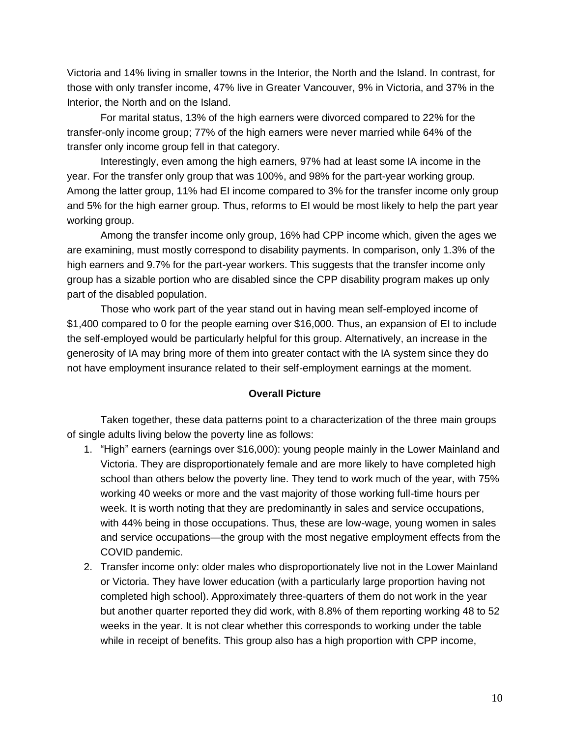Victoria and 14% living in smaller towns in the Interior, the North and the Island. In contrast, for those with only transfer income, 47% live in Greater Vancouver, 9% in Victoria, and 37% in the Interior, the North and on the Island.

For marital status, 13% of the high earners were divorced compared to 22% for the transfer-only income group; 77% of the high earners were never married while 64% of the transfer only income group fell in that category.

Interestingly, even among the high earners, 97% had at least some IA income in the year. For the transfer only group that was 100%, and 98% for the part-year working group. Among the latter group, 11% had EI income compared to 3% for the transfer income only group and 5% for the high earner group. Thus, reforms to EI would be most likely to help the part year working group.

Among the transfer income only group, 16% had CPP income which, given the ages we are examining, must mostly correspond to disability payments. In comparison, only 1.3% of the high earners and 9.7% for the part-year workers. This suggests that the transfer income only group has a sizable portion who are disabled since the CPP disability program makes up only part of the disabled population.

Those who work part of the year stand out in having mean self-employed income of $1,400 compared to 0 for the people earning over $16,000. Thus, an expansion of EI to include the self-employed would be particularly helpful for this group. Alternatively, an increase in the generosity of IA may bring more of them into greater contact with the IA system since they do not have employment insurance related to their self-employment earnings at the moment.

**Overall Picture**

Taken together, these data patterns point to a characterization of the three main groups of single adults living below the poverty line as follows:

1. "High" earners (earnings over $16,000): young people mainly in the Lower Mainland and Victoria. They are disproportionately female and are more likely to have completed high school than others below the poverty line. They tend to work much of the year, with 75% working 40 weeks or more and the vast majority of those working full-time hours per week. It is worth noting that they are predominantly in sales and service occupations, with 44% being in those occupations. Thus, these are low-wage, young women in sales and service occupations—the group with the most negative employment effects from the COVID pandemic.
2. Transfer income only: older males who disproportionately live not in the Lower Mainland or Victoria. They have lower education (with a particularly large proportion having not completed high school). Approximately three-quarters of them do not work in the year but another quarter reported they did work, with 8.8% of them reporting working 48 to 52 weeks in the year. It is not clear whether this corresponds to working under the table while in receipt of benefits. This group also has a high proportion with CPP income,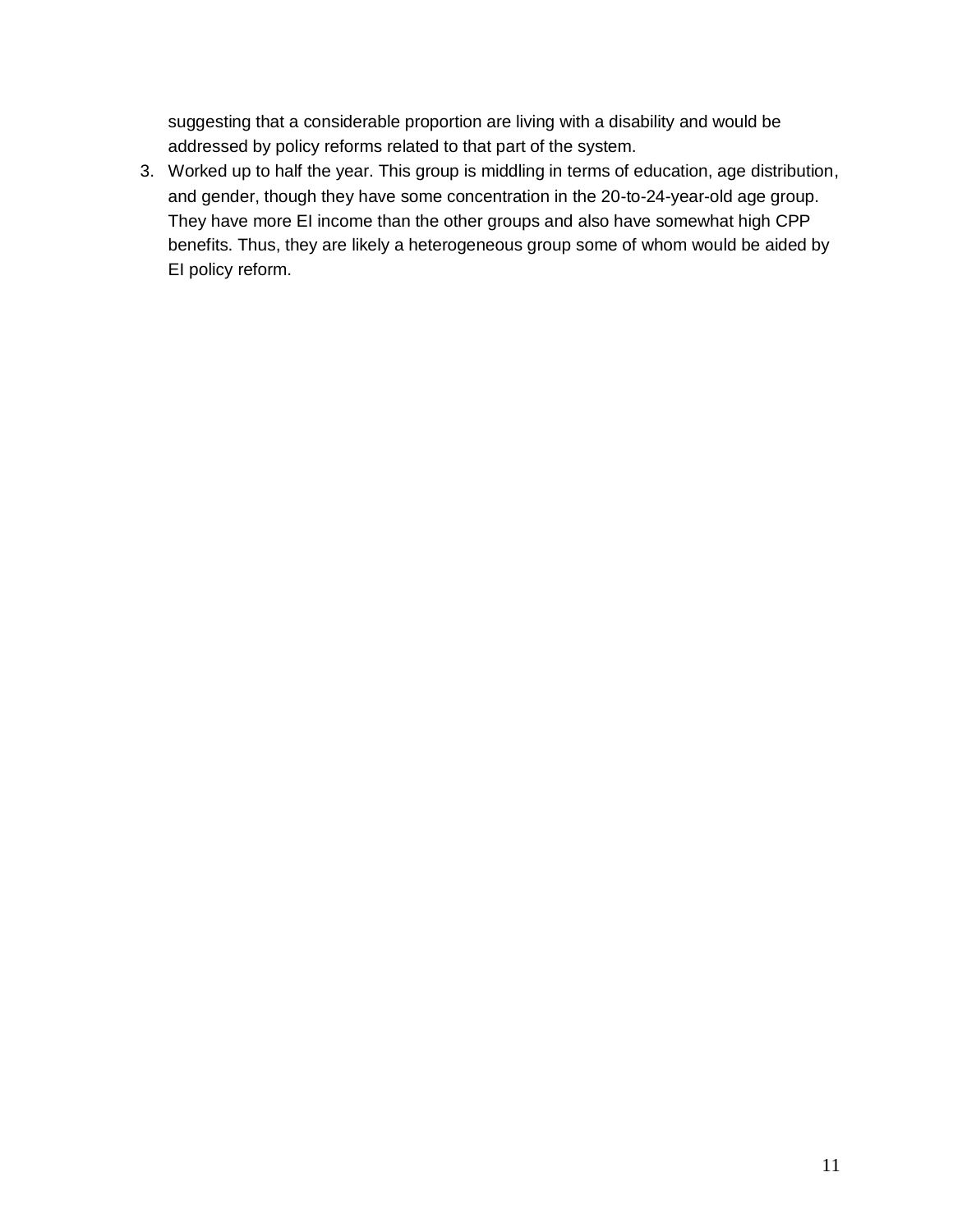suggesting that a considerable proportion are living with a disability and would be addressed by policy reforms related to that part of the system.

3. Worked up to half the year. This group is middling in terms of education, age distribution, and gender, though they have some concentration in the 20-to-24-year-old age group. They have more EI income than the other groups and also have somewhat high CPP benefits. Thus, they are likely a heterogeneous group some of whom would be aided by EI policy reform.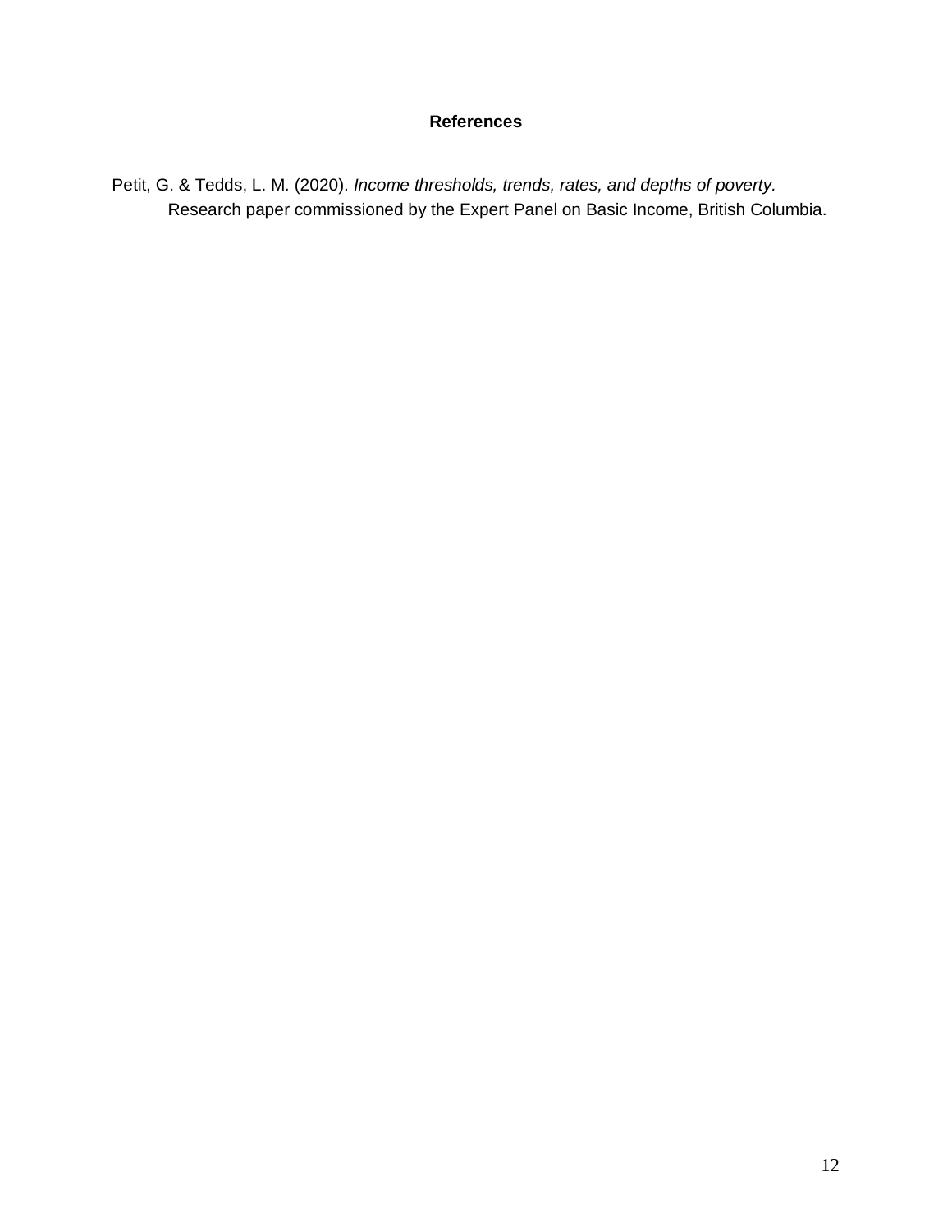# References

Petit, G. & Tedds, L. M. (2020). *Income thresholds, trends, rates, and depths of poverty.* Research paper commissioned by the Expert Panel on Basic Income, British Columbia.